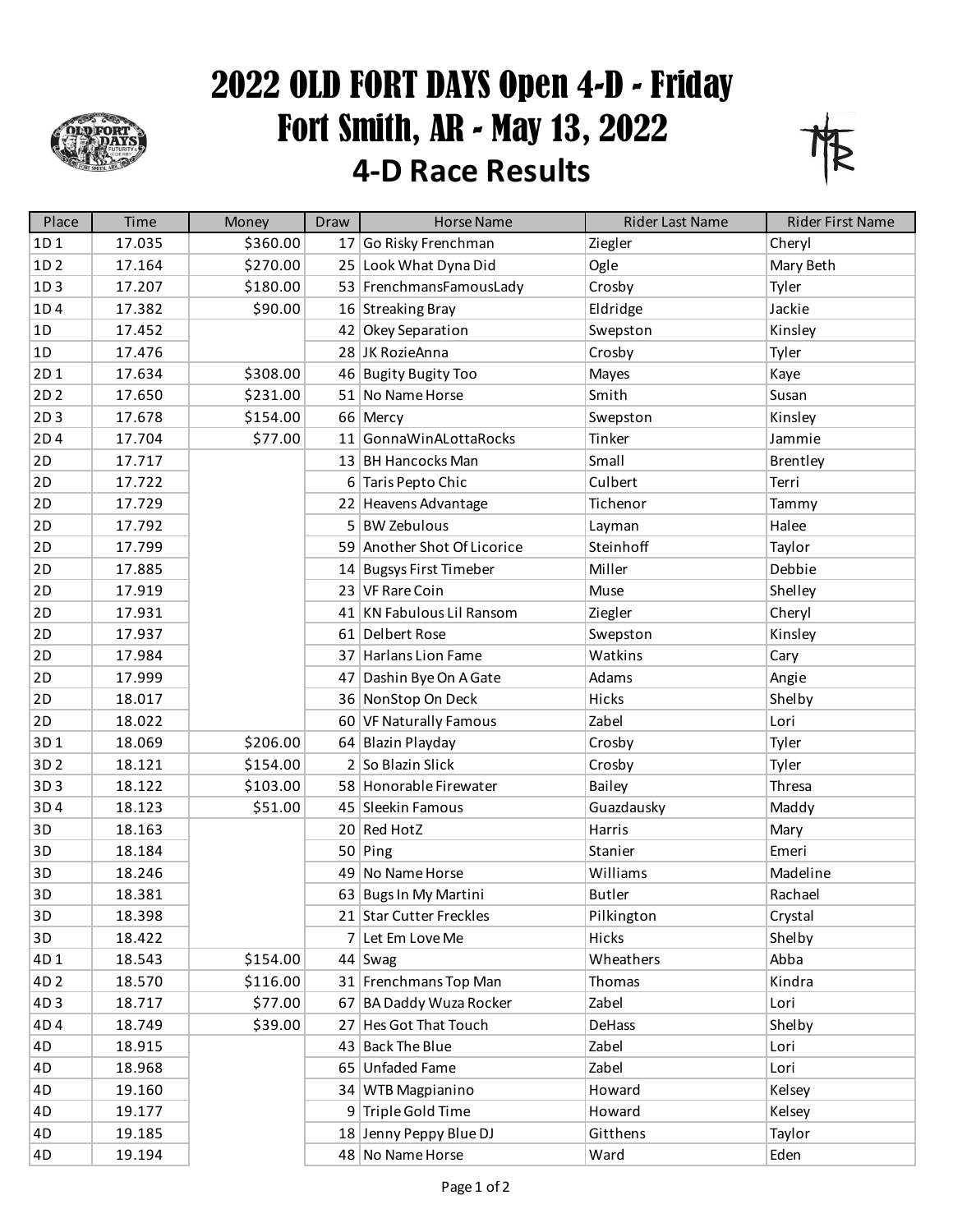# 2022 OLD FORT DAYS Open 4-D - Friday
# Fort Smith, AR - May 13, 2022
## 4-D Race Results

| Place | Time | Money | Draw | Horse Name | Rider Last Name | Rider First Name |
|---|---|---|---|---|---|---|
| 1D 1 | 17.035 | $360.00 | 17 | Go Risky Frenchman | Ziegler | Cheryl |
| 1D 2 | 17.164 | $270.00 | 25 | Look What Dyna Did | Ogle | Mary Beth |
| 1D 3 | 17.207 | $180.00 | 53 | FrenchmansFamousLady | Crosby | Tyler |
| 1D 4 | 17.382 | $90.00 | 16 | Streaking Bray | Eldridge | Jackie |
| 1D | 17.452 | | 42 | Okey Separation | Swepston | Kinsley |
| 1D | 17.476 | | 28 | JK RozieAnna | Crosby | Tyler |
| 2D 1 | 17.634 | $308.00 | 46 | Bugity Bugity Too | Mayes | Kaye |
| 2D 2 | 17.650 | $231.00 | 51 | No Name Horse | Smith | Susan |
| 2D 3 | 17.678 | $154.00 | 66 | Mercy | Swepston | Kinsley |
| 2D 4 | 17.704 | $77.00 | 11 | GonnaWinALottaRocks | Tinker | Jammie |
| 2D | 17.717 | | 13 | BH Hancocks Man | Small | Brentley |
| 2D | 17.722 | | 6 | Taris Pepto Chic | Culbert | Terri |
| 2D | 17.729 | | 22 | Heavens Advantage | Tichenor | Tammy |
| 2D | 17.792 | | 5 | BW Zebulous | Layman | Halee |
| 2D | 17.799 | | 59 | Another Shot Of Licorice | Steinhoff | Taylor |
| 2D | 17.885 | | 14 | Bugsys First Timeber | Miller | Debbie |
| 2D | 17.919 | | 23 | VF Rare Coin | Muse | Shelley |
| 2D | 17.931 | | 41 | KN Fabulous Lil Ransom | Ziegler | Cheryl |
| 2D | 17.937 | | 61 | Delbert Rose | Swepston | Kinsley |
| 2D | 17.984 | | 37 | Harlans Lion Fame | Watkins | Cary |
| 2D | 17.999 | | 47 | Dashin Bye On A Gate | Adams | Angie |
| 2D | 18.017 | | 36 | NonStop On Deck | Hicks | Shelby |
| 2D | 18.022 | | 60 | VF Naturally Famous | Zabel | Lori |
| 3D 1 | 18.069 | $206.00 | 64 | Blazin Playday | Crosby | Tyler |
| 3D 2 | 18.121 | $154.00 | 2 | So Blazin Slick | Crosby | Tyler |
| 3D 3 | 18.122 | $103.00 | 58 | Honorable Firewater | Bailey | Thresa |
| 3D 4 | 18.123 | $51.00 | 45 | Sleekin Famous | Guazdausky | Maddy |
| 3D | 18.163 | | 20 | Red HotZ | Harris | Mary |
| 3D | 18.184 | | 50 | Ping | Stanier | Emeri |
| 3D | 18.246 | | 49 | No Name Horse | Williams | Madeline |
| 3D | 18.381 | | 63 | Bugs In My Martini | Butler | Rachael |
| 3D | 18.398 | | 21 | Star Cutter Freckles | Pilkington | Crystal |
| 3D | 18.422 | | 7 | Let Em Love Me | Hicks | Shelby |
| 4D 1 | 18.543 | $154.00 | 44 | Swag | Wheathers | Abba |
| 4D 2 | 18.570 | $116.00 | 31 | Frenchmans Top Man | Thomas | Kindra |
| 4D 3 | 18.717 | $77.00 | 67 | BA Daddy Wuza Rocker | Zabel | Lori |
| 4D 4 | 18.749 | $39.00 | 27 | Hes Got That Touch | DeHass | Shelby |
| 4D | 18.915 | | 43 | Back The Blue | Zabel | Lori |
| 4D | 18.968 | | 65 | Unfaded Fame | Zabel | Lori |
| 4D | 19.160 | | 34 | WTB Magpianino | Howard | Kelsey |
| 4D | 19.177 | | 9 | Triple Gold Time | Howard | Kelsey |
| 4D | 19.185 | | 18 | Jenny Peppy Blue DJ | Gitthens | Taylor |
| 4D | 19.194 | | 48 | No Name Horse | Ward | Eden |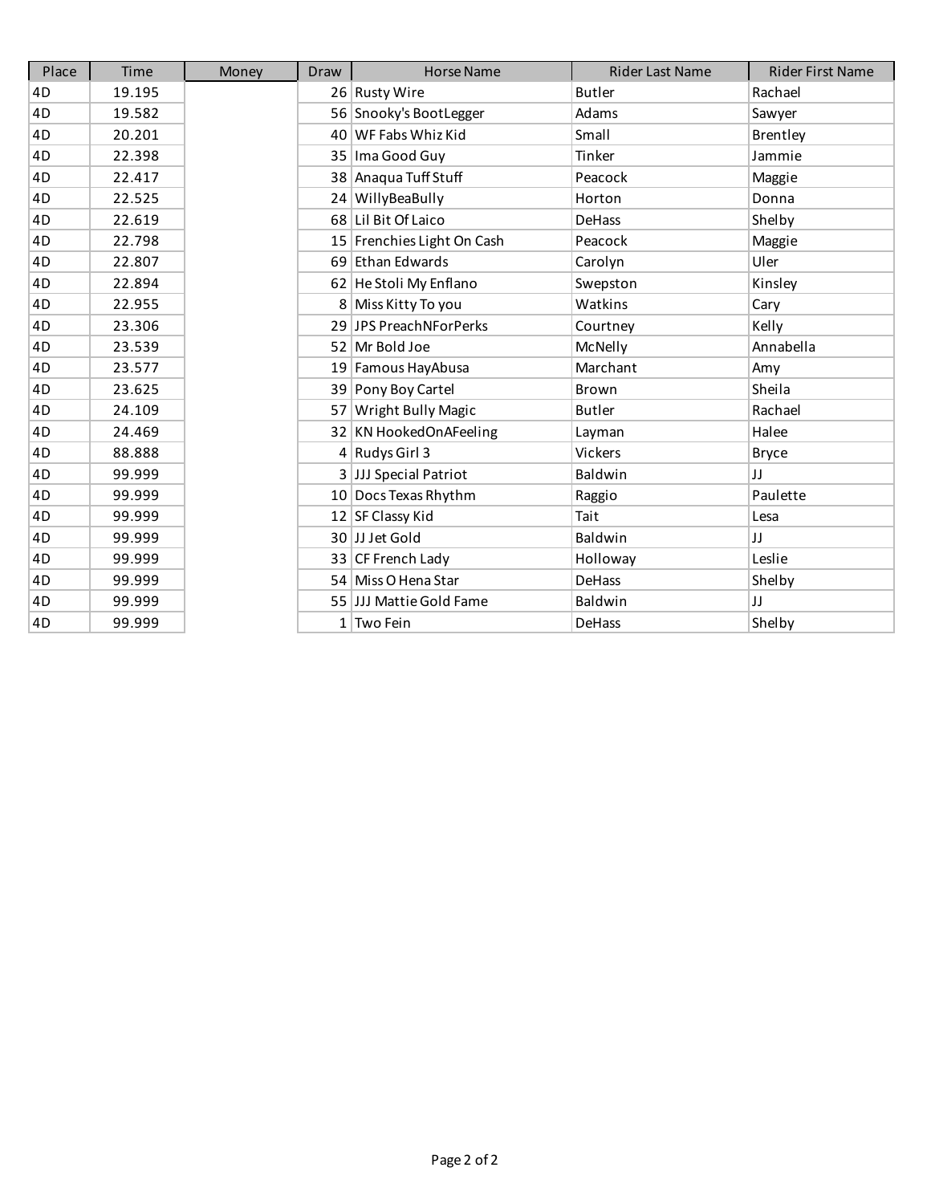| Place | Time | Money | Draw | Horse Name | Rider Last Name | Rider First Name |
|---|---|---|---|---|---|---|
| 4D | 19.195 | | 26 | Rusty Wire | Butler | Rachael |
| 4D | 19.582 | | 56 | Snooky's BootLegger | Adams | Sawyer |
| 4D | 20.201 | | 40 | WF Fabs Whiz Kid | Small | Brentley |
| 4D | 22.398 | | 35 | Ima Good Guy | Tinker | Jammie |
| 4D | 22.417 | | 38 | Anaqua Tuff Stuff | Peacock | Maggie |
| 4D | 22.525 | | 24 | WillyBeaBully | Horton | Donna |
| 4D | 22.619 | | 68 | Lil Bit Of Laico | DeHass | Shelby |
| 4D | 22.798 | | 15 | Frenchies Light On Cash | Peacock | Maggie |
| 4D | 22.807 | | 69 | Ethan Edwards | Carolyn | Uler |
| 4D | 22.894 | | 62 | He Stoli My Enflano | Swepston | Kinsley |
| 4D | 22.955 | | 8 | Miss Kitty To you | Watkins | Cary |
| 4D | 23.306 | | 29 | JPS PreachNForPerks | Courtney | Kelly |
| 4D | 23.539 | | 52 | Mr Bold Joe | McNelly | Annabella |
| 4D | 23.577 | | 19 | Famous HayAbusa | Marchant | Amy |
| 4D | 23.625 | | 39 | Pony Boy Cartel | Brown | Sheila |
| 4D | 24.109 | | 57 | Wright Bully Magic | Butler | Rachael |
| 4D | 24.469 | | 32 | KN HookedOnAFeeling | Layman | Halee |
| 4D | 88.888 | | 4 | Rudys Girl 3 | Vickers | Bryce |
| 4D | 99.999 | | 3 | JJJ Special Patriot | Baldwin | JJ |
| 4D | 99.999 | | 10 | Docs Texas Rhythm | Raggio | Paulette |
| 4D | 99.999 | | 12 | SF Classy Kid | Tait | Lesa |
| 4D | 99.999 | | 30 | JJ Jet Gold | Baldwin | JJ |
| 4D | 99.999 | | 33 | CF French Lady | Holloway | Leslie |
| 4D | 99.999 | | 54 | Miss O Hena Star | DeHass | Shelby |
| 4D | 99.999 | | 55 | JJJ Mattie Gold Fame | Baldwin | JJ |
| 4D | 99.999 | | 1 | Two Fein | DeHass | Shelby |